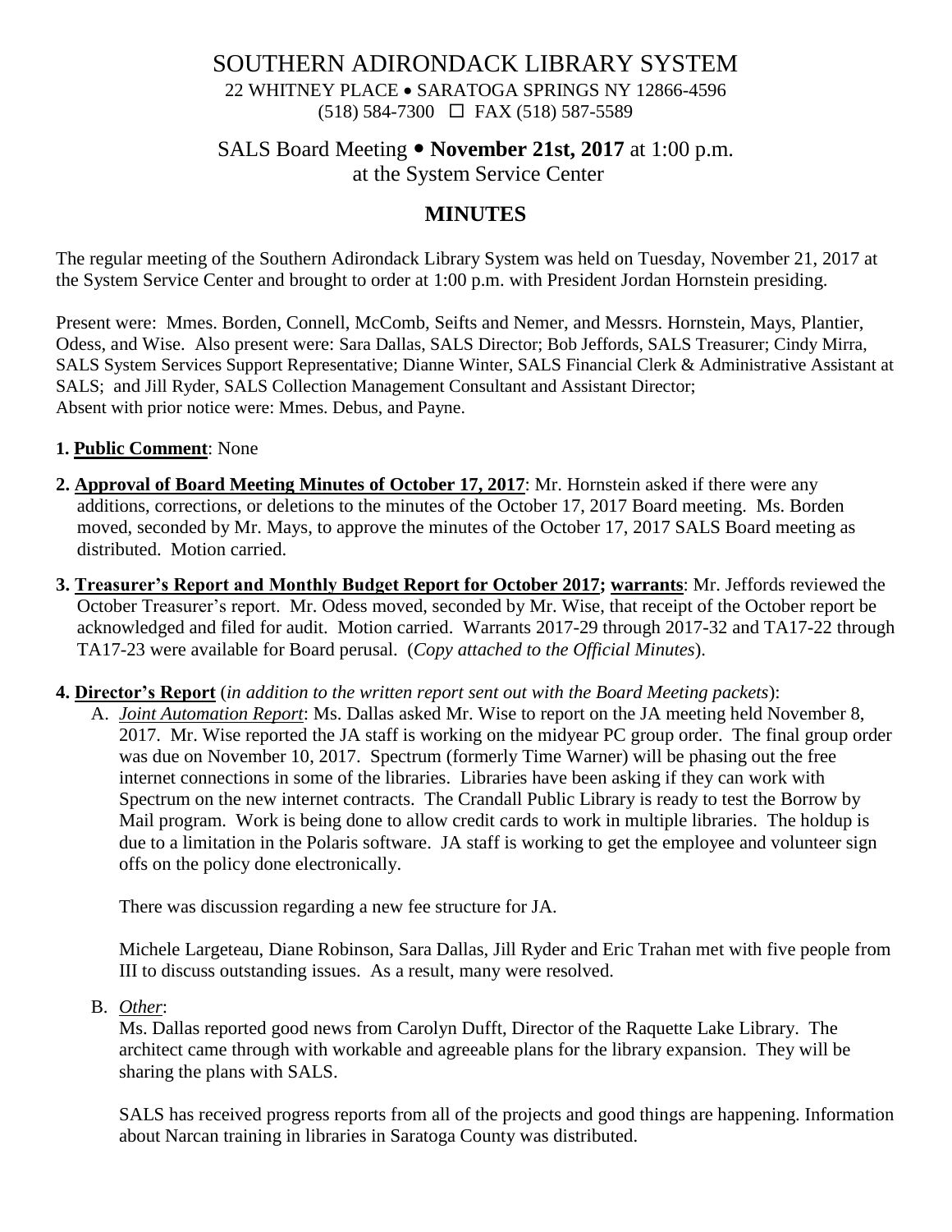# SOUTHERN ADIRONDACK LIBRARY SYSTEM

22 WHITNEY PLACE • SARATOGA SPRINGS NY 12866-4596
(518) 584-7300 ☐ FAX (518) 587-5589

## SALS Board Meeting • **November 21st, 2017** at 1:00 p.m.
at the System Service Center

## MINUTES

The regular meeting of the Southern Adirondack Library System was held on Tuesday, November 21, 2017 at the System Service Center and brought to order at 1:00 p.m. with President Jordan Hornstein presiding.

Present were: Mmes. Borden, Connell, McComb, Seifts and Nemer, and Messrs. Hornstein, Mays, Plantier, Odess, and Wise. Also present were: Sara Dallas, SALS Director; Bob Jeffords, SALS Treasurer; Cindy Mirra, SALS System Services Support Representative; Dianne Winter, SALS Financial Clerk & Administrative Assistant at SALS; and Jill Ryder, SALS Collection Management Consultant and Assistant Director;
Absent with prior notice were: Mmes. Debus, and Payne.

**1. Public Comment**: None

**2. Approval of Board Meeting Minutes of October 17, 2017**: Mr. Hornstein asked if there were any additions, corrections, or deletions to the minutes of the October 17, 2017 Board meeting. Ms. Borden moved, seconded by Mr. Mays, to approve the minutes of the October 17, 2017 SALS Board meeting as distributed. Motion carried.

**3. Treasurer's Report and Monthly Budget Report for October 2017; warrants**: Mr. Jeffords reviewed the October Treasurer's report. Mr. Odess moved, seconded by Mr. Wise, that receipt of the October report be acknowledged and filed for audit. Motion carried. Warrants 2017-29 through 2017-32 and TA17-22 through TA17-23 were available for Board perusal. (*Copy attached to the Official Minutes*).

**4. Director's Report** (*in addition to the written report sent out with the Board Meeting packets*):

A. *Joint Automation Report*: Ms. Dallas asked Mr. Wise to report on the JA meeting held November 8, 2017. Mr. Wise reported the JA staff is working on the midyear PC group order. The final group order was due on November 10, 2017. Spectrum (formerly Time Warner) will be phasing out the free internet connections in some of the libraries. Libraries have been asking if they can work with Spectrum on the new internet contracts. The Crandall Public Library is ready to test the Borrow by Mail program. Work is being done to allow credit cards to work in multiple libraries. The holdup is due to a limitation in the Polaris software. JA staff is working to get the employee and volunteer sign offs on the policy done electronically.

There was discussion regarding a new fee structure for JA.

Michele Largeteau, Diane Robinson, Sara Dallas, Jill Ryder and Eric Trahan met with five people from III to discuss outstanding issues. As a result, many were resolved.

B. *Other*:

Ms. Dallas reported good news from Carolyn Dufft, Director of the Raquette Lake Library. The architect came through with workable and agreeable plans for the library expansion. They will be sharing the plans with SALS.

SALS has received progress reports from all of the projects and good things are happening. Information about Narcan training in libraries in Saratoga County was distributed.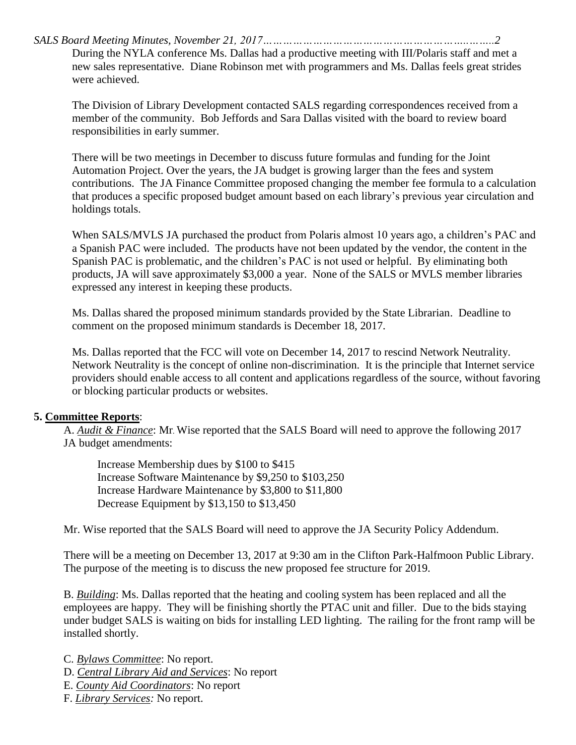During the NYLA conference Ms. Dallas had a productive meeting with III/Polaris staff and met a new sales representative. Diane Robinson met with programmers and Ms. Dallas feels great strides were achieved.

The Division of Library Development contacted SALS regarding correspondences received from a member of the community. Bob Jeffords and Sara Dallas visited with the board to review board responsibilities in early summer.

There will be two meetings in December to discuss future formulas and funding for the Joint Automation Project. Over the years, the JA budget is growing larger than the fees and system contributions. The JA Finance Committee proposed changing the member fee formula to a calculation that produces a specific proposed budget amount based on each library's previous year circulation and holdings totals.

When SALS/MVLS JA purchased the product from Polaris almost 10 years ago, a children's PAC and a Spanish PAC were included. The products have not been updated by the vendor, the content in the Spanish PAC is problematic, and the children's PAC is not used or helpful. By eliminating both products, JA will save approximately $3,000 a year. None of the SALS or MVLS member libraries expressed any interest in keeping these products.

Ms. Dallas shared the proposed minimum standards provided by the State Librarian. Deadline to comment on the proposed minimum standards is December 18, 2017.

Ms. Dallas reported that the FCC will vote on December 14, 2017 to rescind Network Neutrality. Network Neutrality is the concept of online non-discrimination. It is the principle that Internet service providers should enable access to all content and applications regardless of the source, without favoring or blocking particular products or websites.

**5. Committee Reports**:

A. ***Audit & Finance***: Mr. Wise reported that the SALS Board will need to approve the following 2017 JA budget amendments:

Increase Membership dues by $100 to $415
Increase Software Maintenance by $9,250 to $103,250
Increase Hardware Maintenance by $3,800 to $11,800
Decrease Equipment by $13,150 to $13,450

Mr. Wise reported that the SALS Board will need to approve the JA Security Policy Addendum.

There will be a meeting on December 13, 2017 at 9:30 am in the Clifton Park-Halfmoon Public Library. The purpose of the meeting is to discuss the new proposed fee structure for 2019.

B. ***Building***: Ms. Dallas reported that the heating and cooling system has been replaced and all the employees are happy. They will be finishing shortly the PTAC unit and filler. Due to the bids staying under budget SALS is waiting on bids for installing LED lighting. The railing for the front ramp will be installed shortly.

C. ***Bylaws Committee***: No report.
D. ***Central Library Aid and Services***: No report
E. ***County Aid Coordinators***: No report
F. ***Library Services:*** No report.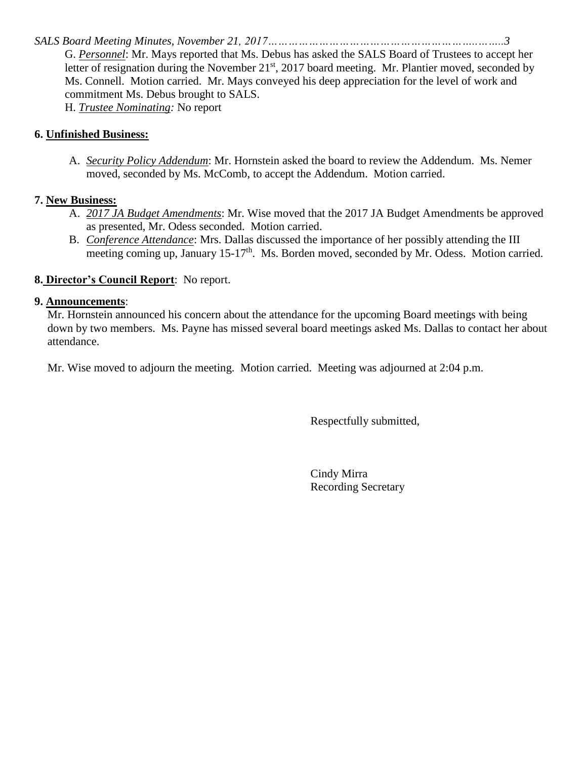G. _Personnel_: Mr. Mays reported that Ms. Debus has asked the SALS Board of Trustees to accept her letter of resignation during the November 21st, 2017 board meeting. Mr. Plantier moved, seconded by Ms. Connell. Motion carried. Mr. Mays conveyed his deep appreciation for the level of work and commitment Ms. Debus brought to SALS.

H. _Trustee Nominating:_ No report

**6. Unfinished Business:**

A. _Security Policy Addendum_: Mr. Hornstein asked the board to review the Addendum. Ms. Nemer moved, seconded by Ms. McComb, to accept the Addendum. Motion carried.

**7. New Business:**

A. _2017 JA Budget Amendments_: Mr. Wise moved that the 2017 JA Budget Amendments be approved as presented, Mr. Odess seconded. Motion carried.

B. _Conference Attendance_: Mrs. Dallas discussed the importance of her possibly attending the III meeting coming up, January 15-17th. Ms. Borden moved, seconded by Mr. Odess. Motion carried.

**8. Director's Council Report**: No report.

**9. Announcements**:

Mr. Hornstein announced his concern about the attendance for the upcoming Board meetings with being down by two members. Ms. Payne has missed several board meetings asked Ms. Dallas to contact her about attendance.

Mr. Wise moved to adjourn the meeting. Motion carried. Meeting was adjourned at 2:04 p.m.

Respectfully submitted,

Cindy Mirra
Recording Secretary